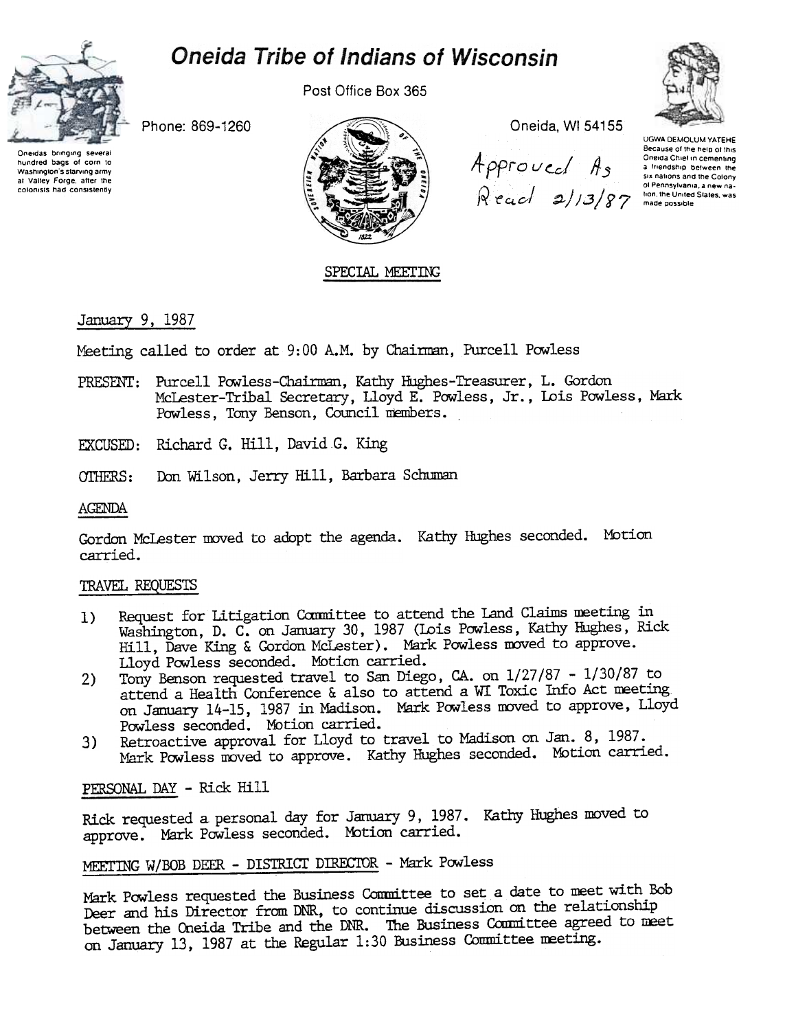# Oneida Tribe of Indians of Wisconsin

Oneidas bringing several hundred bags of corn to Washington's starving army at Valley Forge, after the colonists had consistently

Phone: 869-1260

Post Office Box 365

Oneida, WI 54155

Approved As Read 2/13/87

UGWA DEMOLUM YATEHE Because of the help of this Oneida Chief in cementing a friendship between the six nations and the Colony of Pennsylvania, a new nation, the United States, was made possible

SPECIAL MEETING

January 9, 1987

Meeting called to order at 9:00 A.M. by Chairman, Purcell Powless

PRESENT: Purcell Powless-Chairman, Kathy Hughes-Treasurer, L. Gordon McLester-Tribal Secretary, Lloyd E. Powless, Jr., Lois Powless, Mark Powless, Tony Benson, Council members.

EXCUSED: Richard G. Hill, David G. King

OTHERS: Don Wilson, Jerry Hill, Barbara Schuman

AGENDA

Gordon McLester moved to adopt the agenda. Kathy Hughes seconded. Motion carried.

TRAVEL REQUESTS

1) Request for Litigation Committee to attend the Land Claims meeting in Washington, D. C. on January 30, 1987 (Lois Powless, Kathy Hughes, Rick Hill, Dave King & Gordon McLester). Mark Powless moved to approve. Lloyd Powless seconded. Motion carried.
2) Tony Benson requested travel to San Diego, CA. on 1/27/87 - 1/30/87 to attend a Health Conference & also to attend a WI Toxic Info Act meeting on January 14-15, 1987 in Madison. Mark Powless moved to approve, Lloyd Powless seconded. Motion carried.
3) Retroactive approval for Lloyd to travel to Madison on Jan. 8, 1987. Mark Powless moved to approve. Kathy Hughes seconded. Motion carried.

PERSONAL DAY - Rick Hill

Rick requested a personal day for January 9, 1987. Kathy Hughes moved to approve. Mark Powless seconded. Motion carried.

MEETING W/BOB DEER - DISTRICT DIRECTOR - Mark Powless

Mark Powless requested the Business Committee to set a date to meet with Bob Deer and his Director from DNR, to continue discussion on the relationship between the Oneida Tribe and the DNR. The Business Committee agreed to meet on January 13, 1987 at the Regular 1:30 Business Committee meeting.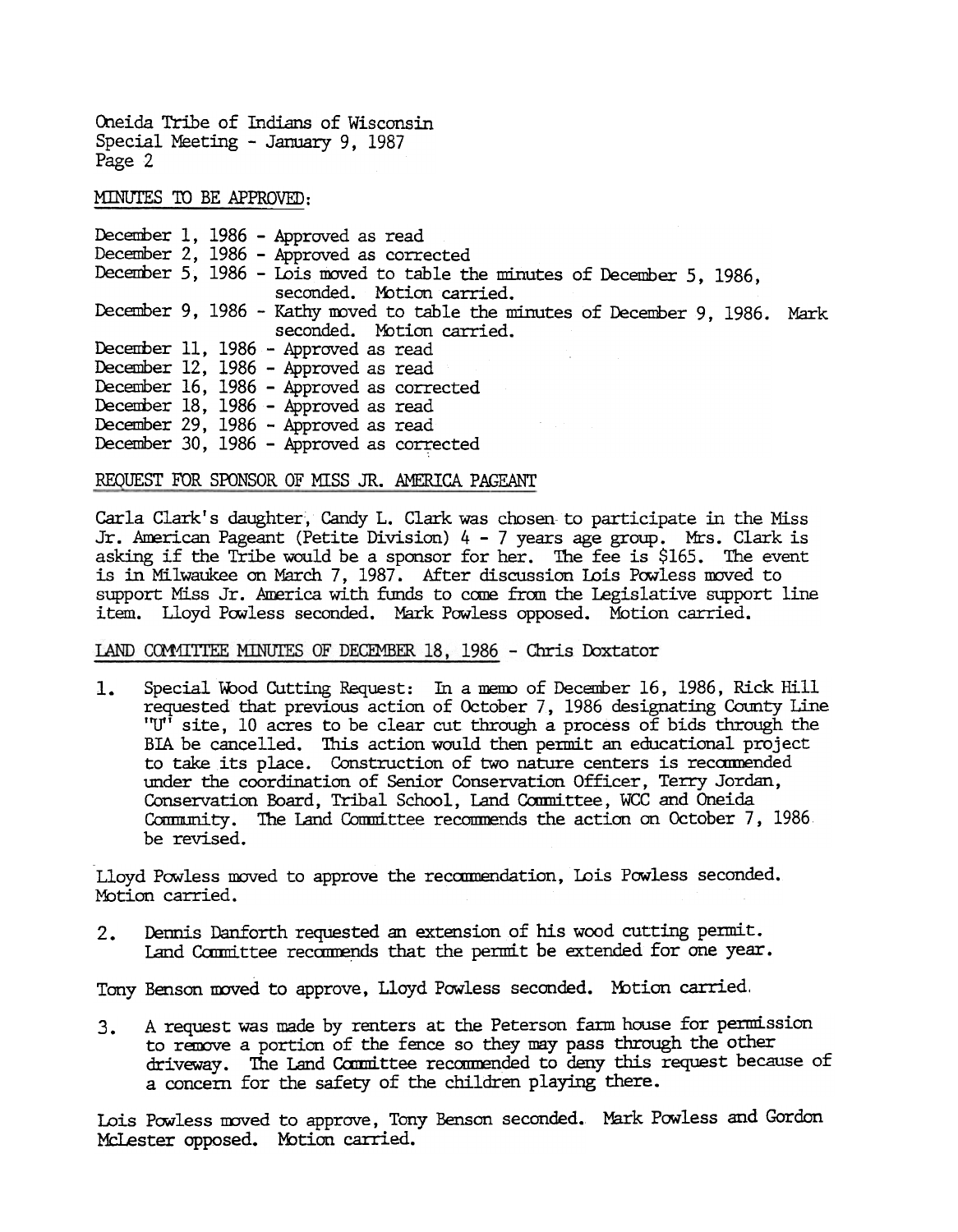Oneida Tribe of Indians of Wisconsin
Special Meeting - January 9, 1987

MINUTES TO BE APPROVED:

December 1, 1986 - Approved as read
December 2, 1986 - Approved as corrected
December 5, 1986 - Lois moved to table the minutes of December 5, 1986, seconded. Motion carried.
December 9, 1986 - Kathy moved to table the minutes of December 9, 1986. Mark seconded. Motion carried.
December 11, 1986 - Approved as read
December 12, 1986 - Approved as read
December 16, 1986 - Approved as corrected
December 18, 1986 - Approved as read
December 29, 1986 - Approved as read
December 30, 1986 - Approved as corrected

REQUEST FOR SPONSOR OF MISS JR. AMERICA PAGEANT

Carla Clark's daughter, Candy L. Clark was chosen to participate in the Miss Jr. American Pageant (Petite Division) 4 - 7 years age group. Mrs. Clark is asking if the Tribe would be a sponsor for her. The fee is $165. The event is in Milwaukee on March 7, 1987. After discussion Lois Powless moved to support Miss Jr. America with funds to come from the Legislative support line item. Lloyd Powless seconded. Mark Powless opposed. Motion carried.

LAND COMMITTEE MINUTES OF DECEMBER 18, 1986 - Chris Doxtator

1. Special Wood Cutting Request: In a memo of December 16, 1986, Rick Hill requested that previous action of October 7, 1986 designating County Line "U" site, 10 acres to be clear cut through a process of bids through the BIA be cancelled. This action would then permit an educational project to take its place. Construction of two nature centers is recommended under the coordination of Senior Conservation Officer, Terry Jordan, Conservation Board, Tribal School, Land Committee, WCC and Oneida Community. The Land Committee recommends the action on October 7, 1986 be revised.

Lloyd Powless moved to approve the recommendation, Lois Powless seconded. Motion carried.

2. Dennis Danforth requested an extension of his wood cutting permit. Land Committee recommends that the permit be extended for one year.

Tony Benson moved to approve, Lloyd Powless seconded. Motion carried.

3. A request was made by renters at the Peterson farm house for permission to remove a portion of the fence so they may pass through the other driveway. The Land Committee recommended to deny this request because of a concern for the safety of the children playing there.

Lois Powless moved to approve, Tony Benson seconded. Mark Powless and Gordon McLester opposed. Motion carried.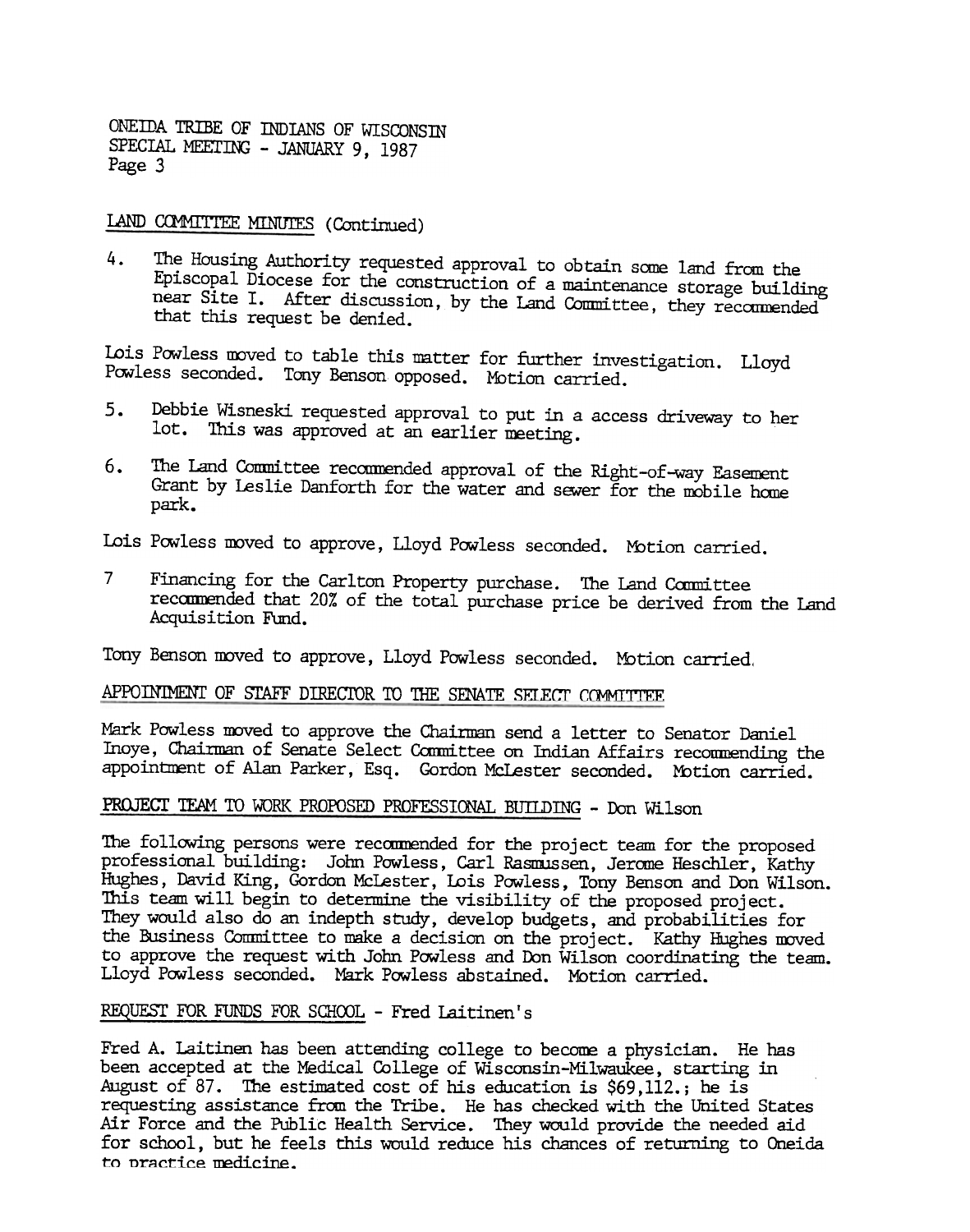ONEIDA TRIBE OF INDIANS OF WISCONSIN
SPECIAL MEETING - JANUARY 9, 1987
Page 3

LAND COMMITTEE MINUTES (Continued)

4. The Housing Authority requested approval to obtain some land from the Episcopal Diocese for the construction of a maintenance storage building near Site I. After discussion, by the Land Committee, they recommended that this request be denied.

Lois Powless moved to table this matter for further investigation. Lloyd Powless seconded. Tony Benson opposed. Motion carried.

5. Debbie Wisneski requested approval to put in a access driveway to her lot. This was approved at an earlier meeting.

6. The Land Committee recommended approval of the Right-of-way Easement Grant by Leslie Danforth for the water and sewer for the mobile home park.

Lois Powless moved to approve, Lloyd Powless seconded. Motion carried.

7 Financing for the Carlton Property purchase. The Land Committee recommended that 20% of the total purchase price be derived from the Land Acquisition Fund.

Tony Benson moved to approve, Lloyd Powless seconded. Motion carried.

APPOINTMENT OF STAFF DIRECTOR TO THE SENATE SELECT COMMITTEE

Mark Powless moved to approve the Chairman send a letter to Senator Daniel Inoye, Chairman of Senate Select Committee on Indian Affairs recommending the appointment of Alan Parker, Esq. Gordon McLester seconded. Motion carried.

PROJECT TEAM TO WORK PROPOSED PROFESSIONAL BUILDING - Don Wilson

The following persons were recommended for the project team for the proposed professional building: John Powless, Carl Rasmussen, Jerome Heschler, Kathy Hughes, David King, Gordon McLester, Lois Powless, Tony Benson and Don Wilson. This team will begin to determine the visibility of the proposed project. They would also do an indepth study, develop budgets, and probabilities for the Business Committee to make a decision on the project. Kathy Hughes moved to approve the request with John Powless and Don Wilson coordinating the team. Lloyd Powless seconded. Mark Powless abstained. Motion carried.

REQUEST FOR FUNDS FOR SCHOOL - Fred Laitinen's

Fred A. Laitinen has been attending college to become a physician. He has been accepted at the Medical College of Wisconsin-Milwaukee, starting in August of 87. The estimated cost of his education is $69,112.; he is requesting assistance from the Tribe. He has checked with the United States Air Force and the Public Health Service. They would provide the needed aid for school, but he feels this would reduce his chances of returning to Oneida to practice medicine.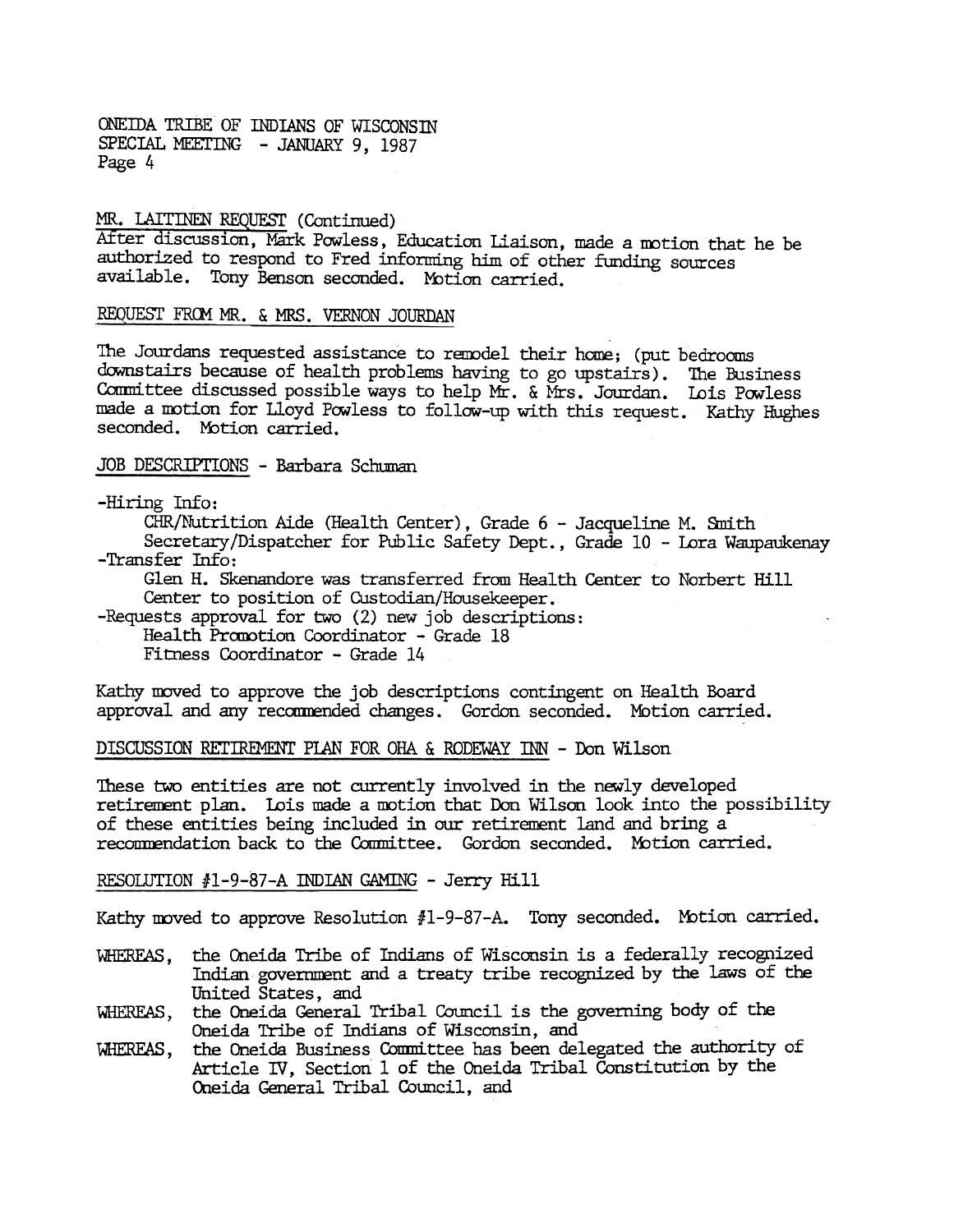MR. LAITINEN REQUEST (Continued)
After discussion, Mark Powless, Education Liaison, made a motion that he be authorized to respond to Fred informing him of other funding sources available. Tony Benson seconded. Motion carried.

REQUEST FROM MR. & MRS. VERNON JOURDAN

The Jourdans requested assistance to remodel their home; (put bedrooms downstairs because of health problems having to go upstairs). The Business Committee discussed possible ways to help Mr. & Mrs. Jourdan. Lois Powless made a motion for Lloyd Powless to follow-up with this request. Kathy Hughes seconded. Motion carried.

JOB DESCRIPTIONS - Barbara Schuman

-Hiring Info:
  CHR/Nutrition Aide (Health Center), Grade 6 - Jacqueline M. Smith
  Secretary/Dispatcher for Public Safety Dept., Grade 10 - Lora Waupaukenay
-Transfer Info:
  Glen H. Skenandore was transferred from Health Center to Norbert Hill Center to position of Custodian/Housekeeper.
-Requests approval for two (2) new job descriptions:
  Health Promotion Coordinator - Grade 18
  Fitness Coordinator - Grade 14

Kathy moved to approve the job descriptions contingent on Health Board approval and any recommended changes. Gordon seconded. Motion carried.

DISCUSSION RETIREMENT PLAN FOR OHA & RODEWAY INN - Don Wilson

These two entities are not currently involved in the newly developed retirement plan. Lois made a motion that Don Wilson look into the possibility of these entities being included in our retirement land and bring a recommendation back to the Committee. Gordon seconded. Motion carried.

RESOLUTION #1-9-87-A INDIAN GAMING - Jerry Hill

Kathy moved to approve Resolution #1-9-87-A. Tony seconded. Motion carried.

WHEREAS, the Oneida Tribe of Indians of Wisconsin is a federally recognized Indian government and a treaty tribe recognized by the laws of the United States, and

WHEREAS, the Oneida General Tribal Council is the governing body of the Oneida Tribe of Indians of Wisconsin, and

WHEREAS, the Oneida Business Committee has been delegated the authority of Article IV, Section 1 of the Oneida Tribal Constitution by the Oneida General Tribal Council, and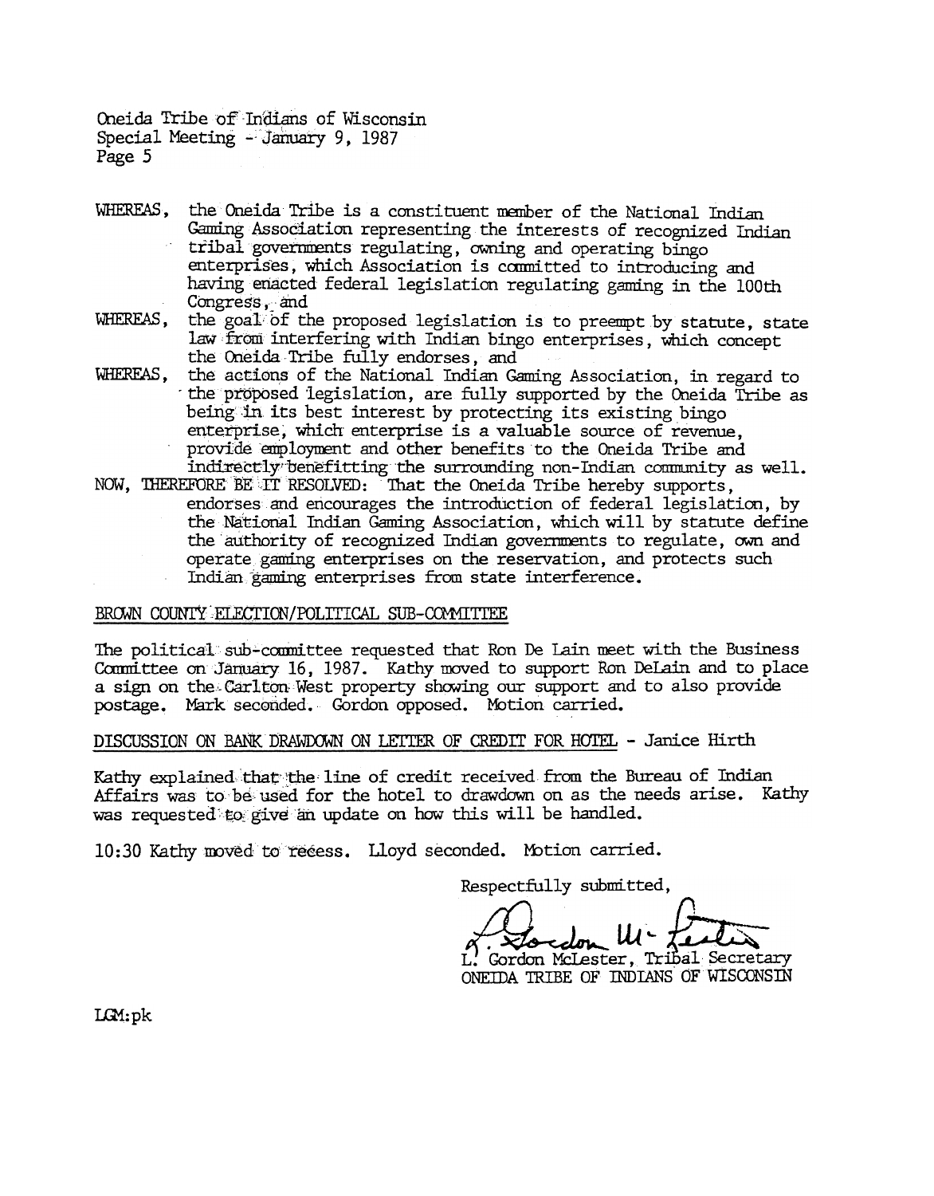WHEREAS, the Oneida Tribe is a constituent member of the National Indian Gaming Association representing the interests of recognized Indian tribal governments regulating, owning and operating bingo enterprises, which Association is committed to introducing and having enacted federal legislation regulating gaming in the 100th Congress, and

WHEREAS, the goal of the proposed legislation is to preempt by statute, state law from interfering with Indian bingo enterprises, which concept the Oneida Tribe fully endorses, and

WHEREAS, the actions of the National Indian Gaming Association, in regard to the proposed legislation, are fully supported by the Oneida Tribe as being in its best interest by protecting its existing bingo enterprise, which enterprise is a valuable source of revenue, provide employment and other benefits to the Oneida Tribe and indirectly benefitting the surrounding non-Indian community as well.

NOW, THEREFORE BE IT RESOLVED: That the Oneida Tribe hereby supports, endorses and encourages the introduction of federal legislation, by the National Indian Gaming Association, which will by statute define the authority of recognized Indian governments to regulate, own and operate gaming enterprises on the reservation, and protects such Indian gaming enterprises from state interference.

BROWN COUNTY ELECTION/POLITICAL SUB-COMMITTEE

The political sub-committee requested that Ron De Lain meet with the Business Committee on January 16, 1987. Kathy moved to support Ron DeLain and to place a sign on the Carlton West property showing our support and to also provide postage. Mark seconded. Gordon opposed. Motion carried.

DISCUSSION ON BANK DRAWDOWN ON LETTER OF CREDIT FOR HOTEL - Janice Hirth

Kathy explained that the line of credit received from the Bureau of Indian Affairs was to be used for the hotel to drawdown on as the needs arise. Kathy was requested to give an update on how this will be handled.

10:30 Kathy moved to recess. Lloyd seconded. Motion carried.

Respectfully submitted,

L. Gordon McLester, Tribal Secretary
ONEIDA TRIBE OF INDIANS OF WISCONSIN

LGM:pk